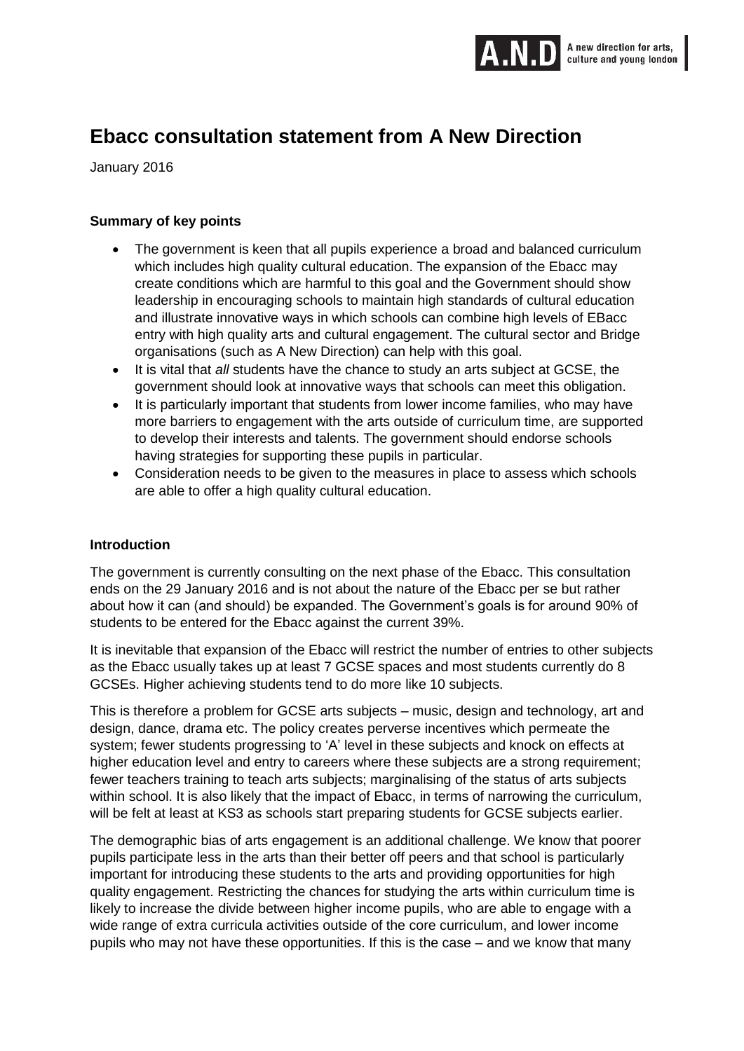# Ebacc consultation statement from A New Direction

January 2016

**Summary of key points**

- The government is keen that all pupils experience a broad and balanced curriculum which includes high quality cultural education. The expansion of the Ebacc may create conditions which are harmful to this goal and the Government should show leadership in encouraging schools to maintain high standards of cultural education and illustrate innovative ways in which schools can combine high levels of EBacc entry with high quality arts and cultural engagement. The cultural sector and Bridge organisations (such as A New Direction) can help with this goal.
- It is vital that *all* students have the chance to study an arts subject at GCSE, the government should look at innovative ways that schools can meet this obligation.
- It is particularly important that students from lower income families, who may have more barriers to engagement with the arts outside of curriculum time, are supported to develop their interests and talents. The government should endorse schools having strategies for supporting these pupils in particular.
- Consideration needs to be given to the measures in place to assess which schools are able to offer a high quality cultural education.

**Introduction**

The government is currently consulting on the next phase of the Ebacc. This consultation ends on the 29 January 2016 and is not about the nature of the Ebacc per se but rather about how it can (and should) be expanded. The Government's goals is for around 90% of students to be entered for the Ebacc against the current 39%.

It is inevitable that expansion of the Ebacc will restrict the number of entries to other subjects as the Ebacc usually takes up at least 7 GCSE spaces and most students currently do 8 GCSEs. Higher achieving students tend to do more like 10 subjects.

This is therefore a problem for GCSE arts subjects – music, design and technology, art and design, dance, drama etc. The policy creates perverse incentives which permeate the system; fewer students progressing to 'A' level in these subjects and knock on effects at higher education level and entry to careers where these subjects are a strong requirement; fewer teachers training to teach arts subjects; marginalising of the status of arts subjects within school. It is also likely that the impact of Ebacc, in terms of narrowing the curriculum, will be felt at least at KS3 as schools start preparing students for GCSE subjects earlier.

The demographic bias of arts engagement is an additional challenge. We know that poorer pupils participate less in the arts than their better off peers and that school is particularly important for introducing these students to the arts and providing opportunities for high quality engagement. Restricting the chances for studying the arts within curriculum time is likely to increase the divide between higher income pupils, who are able to engage with a wide range of extra curricula activities outside of the core curriculum, and lower income pupils who may not have these opportunities. If this is the case – and we know that many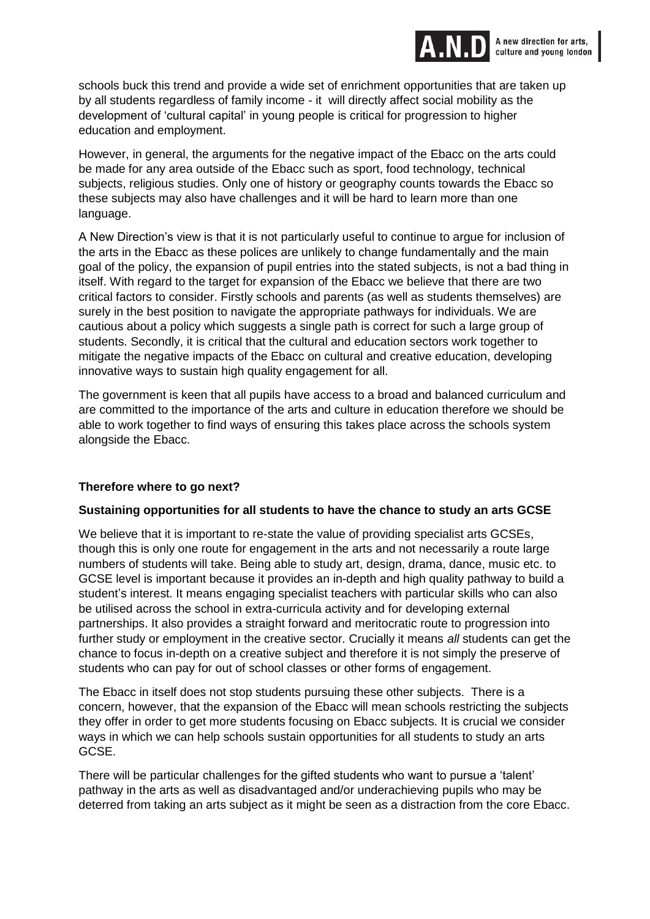schools buck this trend and provide a wide set of enrichment opportunities that are taken up by all students regardless of family income - it will directly affect social mobility as the development of 'cultural capital' in young people is critical for progression to higher education and employment.

However, in general, the arguments for the negative impact of the Ebacc on the arts could be made for any area outside of the Ebacc such as sport, food technology, technical subjects, religious studies. Only one of history or geography counts towards the Ebacc so these subjects may also have challenges and it will be hard to learn more than one language.

A New Direction's view is that it is not particularly useful to continue to argue for inclusion of the arts in the Ebacc as these polices are unlikely to change fundamentally and the main goal of the policy, the expansion of pupil entries into the stated subjects, is not a bad thing in itself. With regard to the target for expansion of the Ebacc we believe that there are two critical factors to consider. Firstly schools and parents (as well as students themselves) are surely in the best position to navigate the appropriate pathways for individuals. We are cautious about a policy which suggests a single path is correct for such a large group of students. Secondly, it is critical that the cultural and education sectors work together to mitigate the negative impacts of the Ebacc on cultural and creative education, developing innovative ways to sustain high quality engagement for all.

The government is keen that all pupils have access to a broad and balanced curriculum and are committed to the importance of the arts and culture in education therefore we should be able to work together to find ways of ensuring this takes place across the schools system alongside the Ebacc.

**Therefore where to go next?**

**Sustaining opportunities for all students to have the chance to study an arts GCSE**

We believe that it is important to re-state the value of providing specialist arts GCSEs, though this is only one route for engagement in the arts and not necessarily a route large numbers of students will take. Being able to study art, design, drama, dance, music etc. to GCSE level is important because it provides an in-depth and high quality pathway to build a student's interest. It means engaging specialist teachers with particular skills who can also be utilised across the school in extra-curricula activity and for developing external partnerships. It also provides a straight forward and meritocratic route to progression into further study or employment in the creative sector. Crucially it means *all* students can get the chance to focus in-depth on a creative subject and therefore it is not simply the preserve of students who can pay for out of school classes or other forms of engagement.

The Ebacc in itself does not stop students pursuing these other subjects. There is a concern, however, that the expansion of the Ebacc will mean schools restricting the subjects they offer in order to get more students focusing on Ebacc subjects. It is crucial we consider ways in which we can help schools sustain opportunities for all students to study an arts GCSE.

There will be particular challenges for the gifted students who want to pursue a 'talent' pathway in the arts as well as disadvantaged and/or underachieving pupils who may be deterred from taking an arts subject as it might be seen as a distraction from the core Ebacc.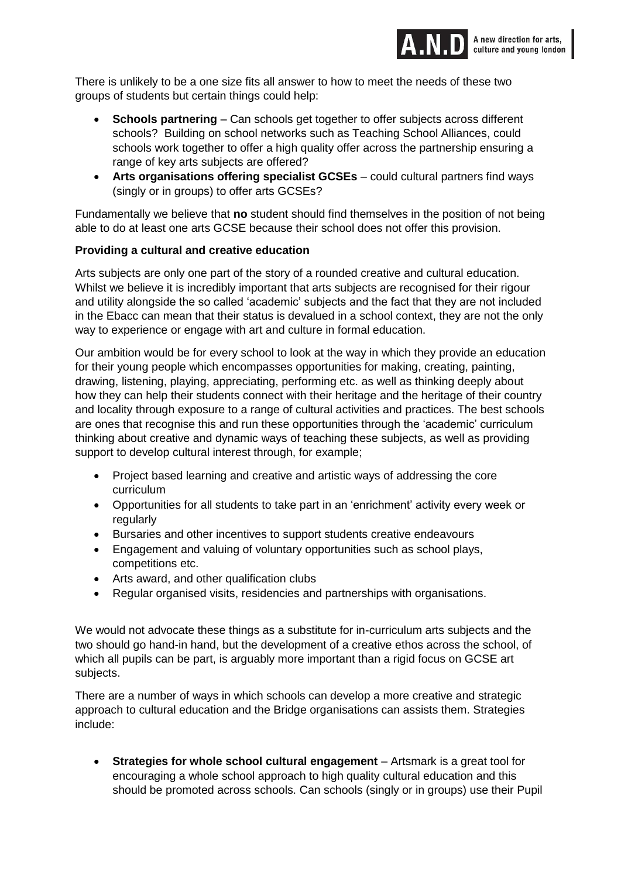There is unlikely to be a one size fits all answer to how to meet the needs of these two groups of students but certain things could help:

- **Schools partnering** – Can schools get together to offer subjects across different schools? Building on school networks such as Teaching School Alliances, could schools work together to offer a high quality offer across the partnership ensuring a range of key arts subjects are offered?
- **Arts organisations offering specialist GCSEs** – could cultural partners find ways (singly or in groups) to offer arts GCSEs?

Fundamentally we believe that **no** student should find themselves in the position of not being able to do at least one arts GCSE because their school does not offer this provision.

**Providing a cultural and creative education**

Arts subjects are only one part of the story of a rounded creative and cultural education. Whilst we believe it is incredibly important that arts subjects are recognised for their rigour and utility alongside the so called 'academic' subjects and the fact that they are not included in the Ebacc can mean that their status is devalued in a school context, they are not the only way to experience or engage with art and culture in formal education.

Our ambition would be for every school to look at the way in which they provide an education for their young people which encompasses opportunities for making, creating, painting, drawing, listening, playing, appreciating, performing etc. as well as thinking deeply about how they can help their students connect with their heritage and the heritage of their country and locality through exposure to a range of cultural activities and practices. The best schools are ones that recognise this and run these opportunities through the 'academic' curriculum thinking about creative and dynamic ways of teaching these subjects, as well as providing support to develop cultural interest through, for example;

- Project based learning and creative and artistic ways of addressing the core curriculum
- Opportunities for all students to take part in an 'enrichment' activity every week or regularly
- Bursaries and other incentives to support students creative endeavours
- Engagement and valuing of voluntary opportunities such as school plays, competitions etc.
- Arts award, and other qualification clubs
- Regular organised visits, residencies and partnerships with organisations.

We would not advocate these things as a substitute for in-curriculum arts subjects and the two should go hand-in hand, but the development of a creative ethos across the school, of which all pupils can be part, is arguably more important than a rigid focus on GCSE art subjects.

There are a number of ways in which schools can develop a more creative and strategic approach to cultural education and the Bridge organisations can assists them. Strategies include:

- **Strategies for whole school cultural engagement** – Artsmark is a great tool for encouraging a whole school approach to high quality cultural education and this should be promoted across schools. Can schools (singly or in groups) use their Pupil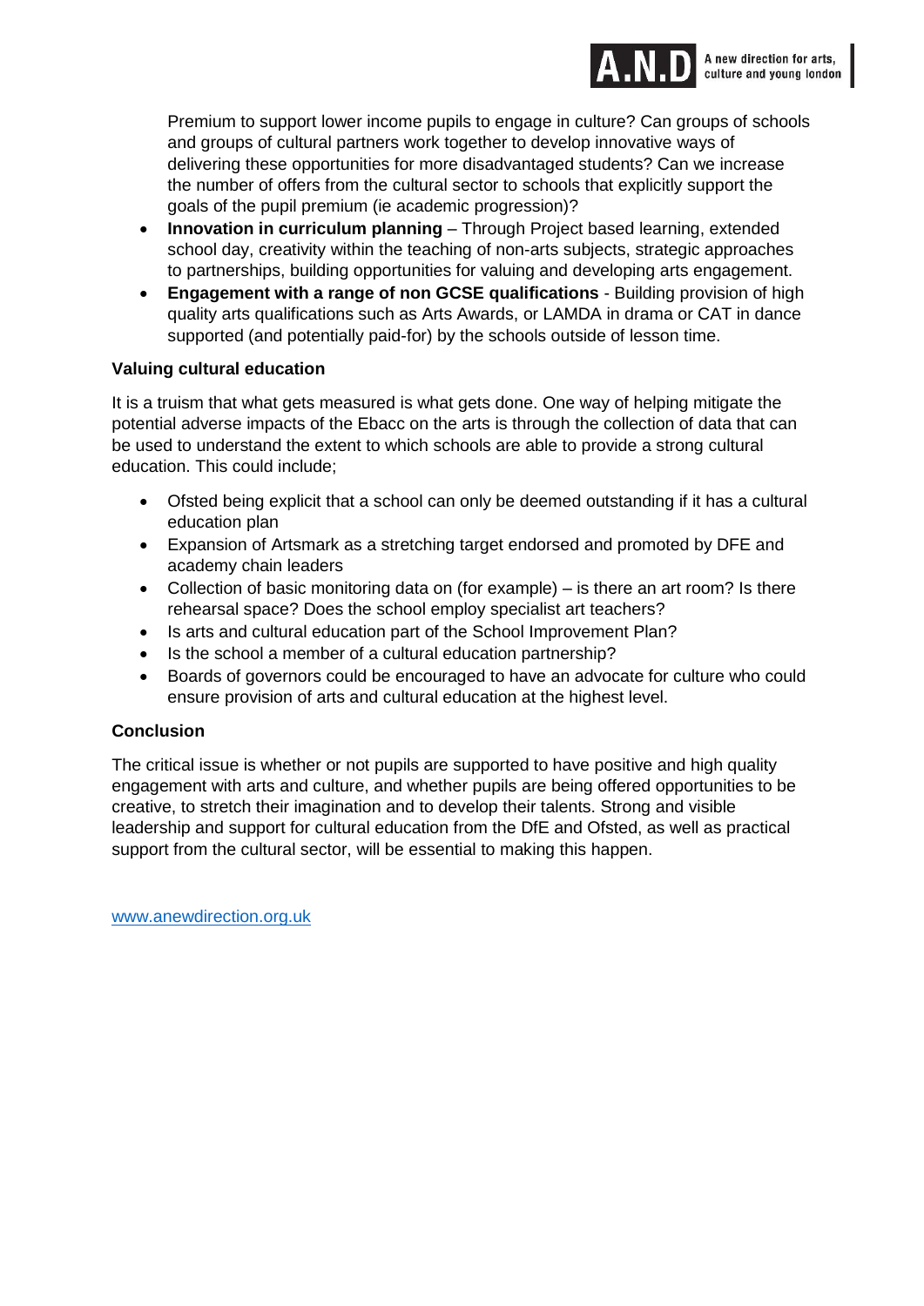Premium to support lower income pupils to engage in culture? Can groups of schools and groups of cultural partners work together to develop innovative ways of delivering these opportunities for more disadvantaged students? Can we increase the number of offers from the cultural sector to schools that explicitly support the goals of the pupil premium (ie academic progression)?

- **Innovation in curriculum planning** – Through Project based learning, extended school day, creativity within the teaching of non-arts subjects, strategic approaches to partnerships, building opportunities for valuing and developing arts engagement.
- **Engagement with a range of non GCSE qualifications** - Building provision of high quality arts qualifications such as Arts Awards, or LAMDA in drama or CAT in dance supported (and potentially paid-for) by the schools outside of lesson time.

**Valuing cultural education**

It is a truism that what gets measured is what gets done. One way of helping mitigate the potential adverse impacts of the Ebacc on the arts is through the collection of data that can be used to understand the extent to which schools are able to provide a strong cultural education. This could include;

- Ofsted being explicit that a school can only be deemed outstanding if it has a cultural education plan
- Expansion of Artsmark as a stretching target endorsed and promoted by DFE and academy chain leaders
- Collection of basic monitoring data on (for example) – is there an art room? Is there rehearsal space? Does the school employ specialist art teachers?
- Is arts and cultural education part of the School Improvement Plan?
- Is the school a member of a cultural education partnership?
- Boards of governors could be encouraged to have an advocate for culture who could ensure provision of arts and cultural education at the highest level.

**Conclusion**

The critical issue is whether or not pupils are supported to have positive and high quality engagement with arts and culture, and whether pupils are being offered opportunities to be creative, to stretch their imagination and to develop their talents. Strong and visible leadership and support for cultural education from the DfE and Ofsted, as well as practical support from the cultural sector, will be essential to making this happen.

www.anewdirection.org.uk